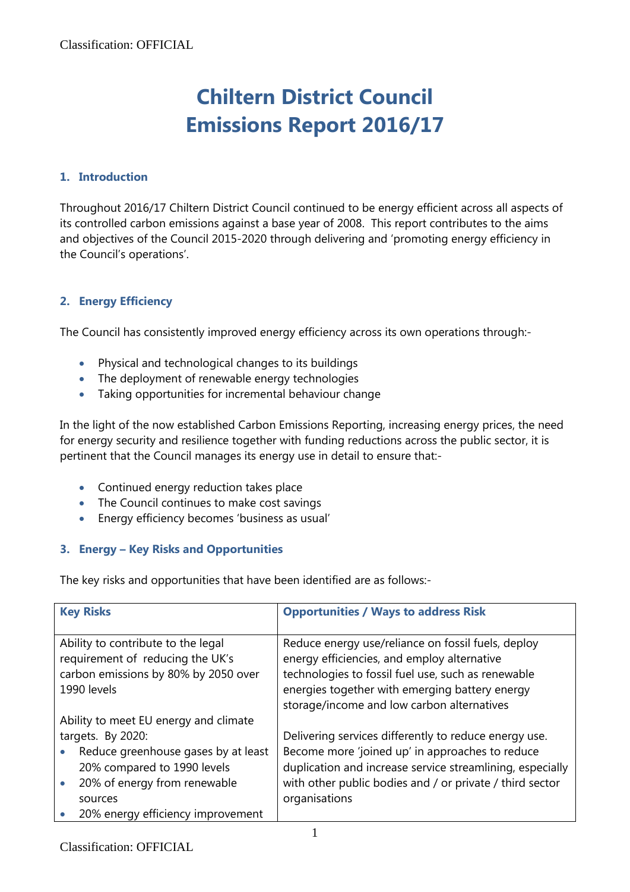# Chiltern District Council
# Emissions Report 2016/17

## 1. Introduction

Throughout 2016/17 Chiltern District Council continued to be energy efficient across all aspects of its controlled carbon emissions against a base year of 2008. This report contributes to the aims and objectives of the Council 2015-2020 through delivering and 'promoting energy efficiency in the Council's operations'.

## 2. Energy Efficiency

The Council has consistently improved energy efficiency across its own operations through:-

- Physical and technological changes to its buildings
- The deployment of renewable energy technologies
- Taking opportunities for incremental behaviour change

In the light of the now established Carbon Emissions Reporting, increasing energy prices, the need for energy security and resilience together with funding reductions across the public sector, it is pertinent that the Council manages its energy use in detail to ensure that:-

- Continued energy reduction takes place
- The Council continues to make cost savings
- Energy efficiency becomes 'business as usual'

## 3. Energy – Key Risks and Opportunities

The key risks and opportunities that have been identified are as follows:-

| Key Risks | Opportunities / Ways to address Risk |
|---|---|
| Ability to contribute to the legal requirement of reducing the UK's carbon emissions by 80% by 2050 over 1990 levels | Reduce energy use/reliance on fossil fuels, deploy energy efficiencies, and employ alternative technologies to fossil fuel use, such as renewable energies together with emerging battery energy storage/income and low carbon alternatives |
| Ability to meet EU energy and climate targets. By 2020:<br>• Reduce greenhouse gases by at least 20% compared to 1990 levels<br>• 20% of energy from renewable sources<br>• 20% energy efficiency improvement | Delivering services differently to reduce energy use. Become more 'joined up' in approaches to reduce duplication and increase service streamlining, especially with other public bodies and / or private / third sector organisations |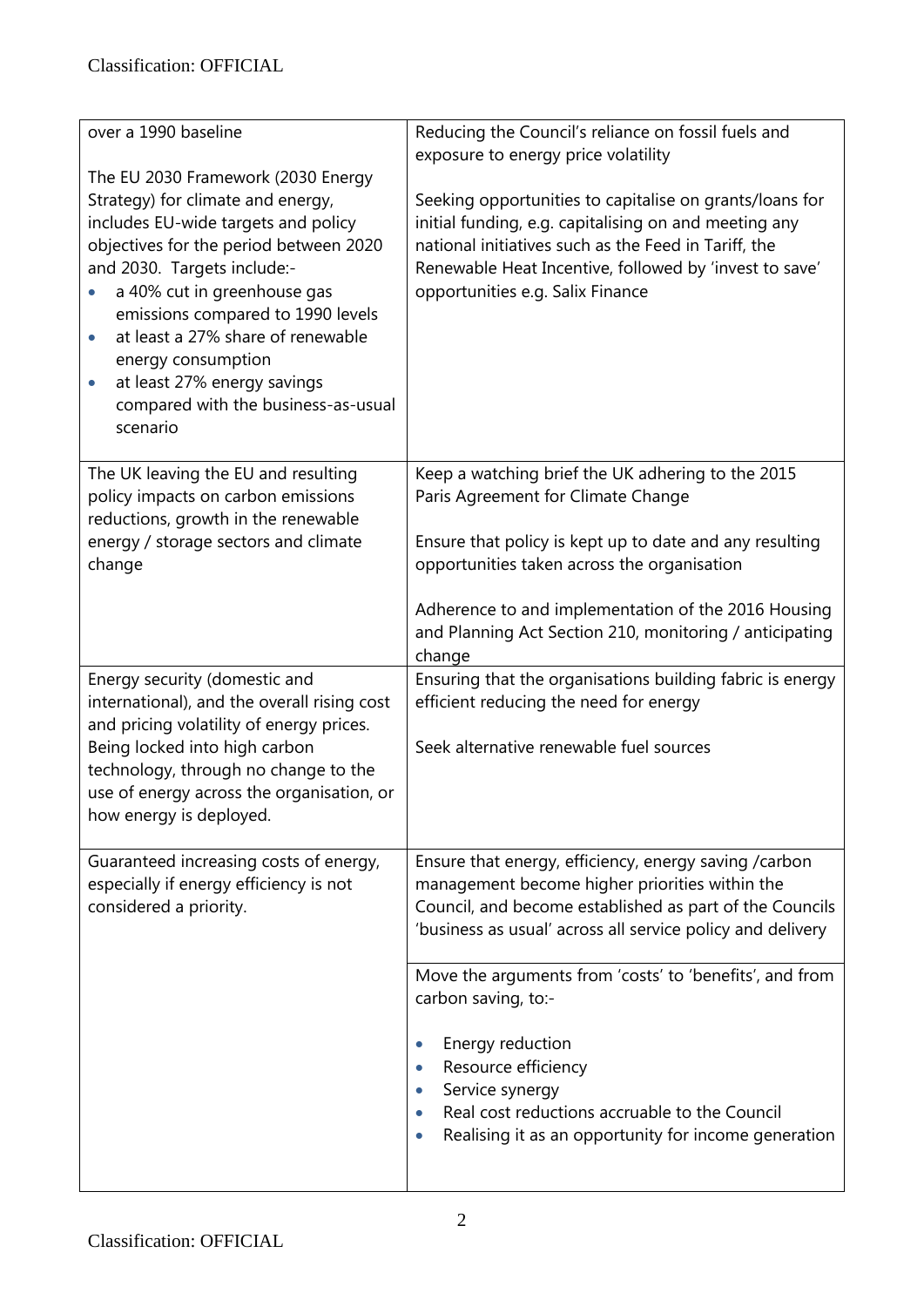| | |
|---|---|
| over a 1990 baseline<br><br>The EU 2030 Framework (2030 Energy Strategy) for climate and energy, includes EU-wide targets and policy objectives for the period between 2020 and 2030. Targets include:-<br>• a 40% cut in greenhouse gas emissions compared to 1990 levels<br>• at least a 27% share of renewable energy consumption<br>• at least 27% energy savings compared with the business-as-usual scenario | Reducing the Council's reliance on fossil fuels and exposure to energy price volatility<br><br>Seeking opportunities to capitalise on grants/loans for initial funding, e.g. capitalising on and meeting any national initiatives such as the Feed in Tariff, the Renewable Heat Incentive, followed by 'invest to save' opportunities e.g. Salix Finance |
| The UK leaving the EU and resulting policy impacts on carbon emissions reductions, growth in the renewable energy / storage sectors and climate change | Keep a watching brief the UK adhering to the 2015 Paris Agreement for Climate Change<br><br>Ensure that policy is kept up to date and any resulting opportunities taken across the organisation<br><br>Adherence to and implementation of the 2016 Housing and Planning Act Section 210, monitoring / anticipating change |
| Energy security (domestic and international), and the overall rising cost and pricing volatility of energy prices. Being locked into high carbon technology, through no change to the use of energy across the organisation, or how energy is deployed. | Ensuring that the organisations building fabric is energy efficient reducing the need for energy<br><br>Seek alternative renewable fuel sources |
| Guaranteed increasing costs of energy, especially if energy efficiency is not considered a priority. | Ensure that energy, efficiency, energy saving /carbon management become higher priorities within the Council, and become established as part of the Councils 'business as usual' across all service policy and delivery<br><br>Move the arguments from 'costs' to 'benefits', and from carbon saving, to:-<br><br>• Energy reduction<br>• Resource efficiency<br>• Service synergy<br>• Real cost reductions accruable to the Council<br>• Realising it as an opportunity for income generation |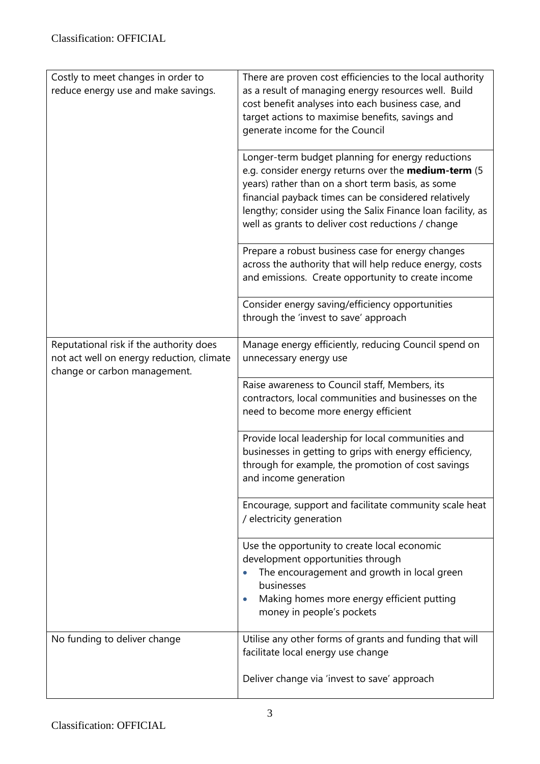| | |
|---|---|
| Costly to meet changes in order to reduce energy use and make savings. | There are proven cost efficiencies to the local authority as a result of managing energy resources well. Build cost benefit analyses into each business case, and target actions to maximise benefits, savings and generate income for the Council |
| | Longer-term budget planning for energy reductions e.g. consider energy returns over the **medium-term** (5 years) rather than on a short term basis, as some financial payback times can be considered relatively lengthy; consider using the Salix Finance loan facility, as well as grants to deliver cost reductions / change |
| | Prepare a robust business case for energy changes across the authority that will help reduce energy, costs and emissions. Create opportunity to create income |
| | Consider energy saving/efficiency opportunities through the 'invest to save' approach |
| Reputational risk if the authority does not act well on energy reduction, climate change or carbon management. | Manage energy efficiently, reducing Council spend on unnecessary energy use |
| | Raise awareness to Council staff, Members, its contractors, local communities and businesses on the need to become more energy efficient |
| | Provide local leadership for local communities and businesses in getting to grips with energy efficiency, through for example, the promotion of cost savings and income generation |
| | Encourage, support and facilitate community scale heat / electricity generation |
| | Use the opportunity to create local economic development opportunities through<br>• The encouragement and growth in local green businesses<br>• Making homes more energy efficient putting money in people's pockets |
| No funding to deliver change | Utilise any other forms of grants and funding that will facilitate local energy use change<br><br>Deliver change via 'invest to save' approach |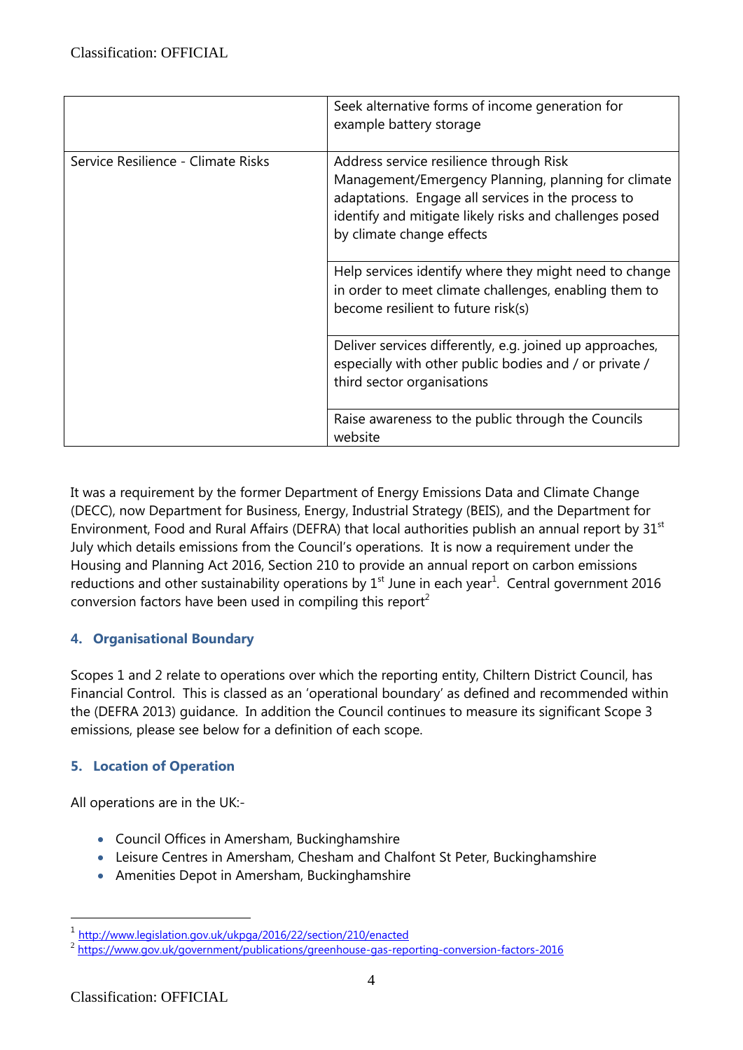| | |
|---|---|
| | Seek alternative forms of income generation for example battery storage |
| Service Resilience - Climate Risks | Address service resilience through Risk Management/Emergency Planning, planning for climate adaptations. Engage all services in the process to identify and mitigate likely risks and challenges posed by climate change effects |
| | Help services identify where they might need to change in order to meet climate challenges, enabling them to become resilient to future risk(s) |
| | Deliver services differently, e.g. joined up approaches, especially with other public bodies and / or private / third sector organisations |
| | Raise awareness to the public through the Councils website |

It was a requirement by the former Department of Energy Emissions Data and Climate Change (DECC), now Department for Business, Energy, Industrial Strategy (BEIS), and the Department for Environment, Food and Rural Affairs (DEFRA) that local authorities publish an annual report by 31st July which details emissions from the Council's operations. It is now a requirement under the Housing and Planning Act 2016, Section 210 to provide an annual report on carbon emissions reductions and other sustainability operations by 1st June in each year[1]. Central government 2016 conversion factors have been used in compiling this report[2]

## 4. Organisational Boundary

Scopes 1 and 2 relate to operations over which the reporting entity, Chiltern District Council, has Financial Control. This is classed as an 'operational boundary' as defined and recommended within the (DEFRA 2013) guidance. In addition the Council continues to measure its significant Scope 3 emissions, please see below for a definition of each scope.

## 5. Location of Operation

All operations are in the UK:-

- Council Offices in Amersham, Buckinghamshire
- Leisure Centres in Amersham, Chesham and Chalfont St Peter, Buckinghamshire
- Amenities Depot in Amersham, Buckinghamshire

---

[1] http://www.legislation.gov.uk/ukpga/2016/22/section/210/enacted

[2] https://www.gov.uk/government/publications/greenhouse-gas-reporting-conversion-factors-2016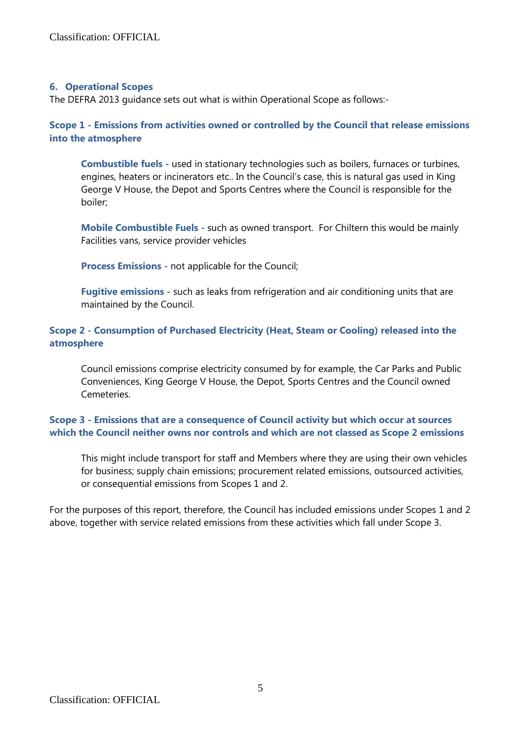## 6. Operational Scopes

The DEFRA 2013 guidance sets out what is within Operational Scope as follows:-

### Scope 1 - Emissions from activities owned or controlled by the Council that release emissions into the atmosphere

**Combustible fuels -** used in stationary technologies such as boilers, furnaces or turbines, engines, heaters or incinerators etc.. In the Council's case, this is natural gas used in King George V House, the Depot and Sports Centres where the Council is responsible for the boiler;

**Mobile Combustible Fuels -** such as owned transport. For Chiltern this would be mainly Facilities vans, service provider vehicles

**Process Emissions -** not applicable for the Council;

**Fugitive emissions -** such as leaks from refrigeration and air conditioning units that are maintained by the Council.

### Scope 2 - Consumption of Purchased Electricity (Heat, Steam or Cooling) released into the atmosphere

Council emissions comprise electricity consumed by for example, the Car Parks and Public Conveniences, King George V House, the Depot, Sports Centres and the Council owned Cemeteries.

### Scope 3 - Emissions that are a consequence of Council activity but which occur at sources which the Council neither owns nor controls and which are not classed as Scope 2 emissions

This might include transport for staff and Members where they are using their own vehicles for business; supply chain emissions; procurement related emissions, outsourced activities, or consequential emissions from Scopes 1 and 2.

For the purposes of this report, therefore, the Council has included emissions under Scopes 1 and 2 above, together with service related emissions from these activities which fall under Scope 3.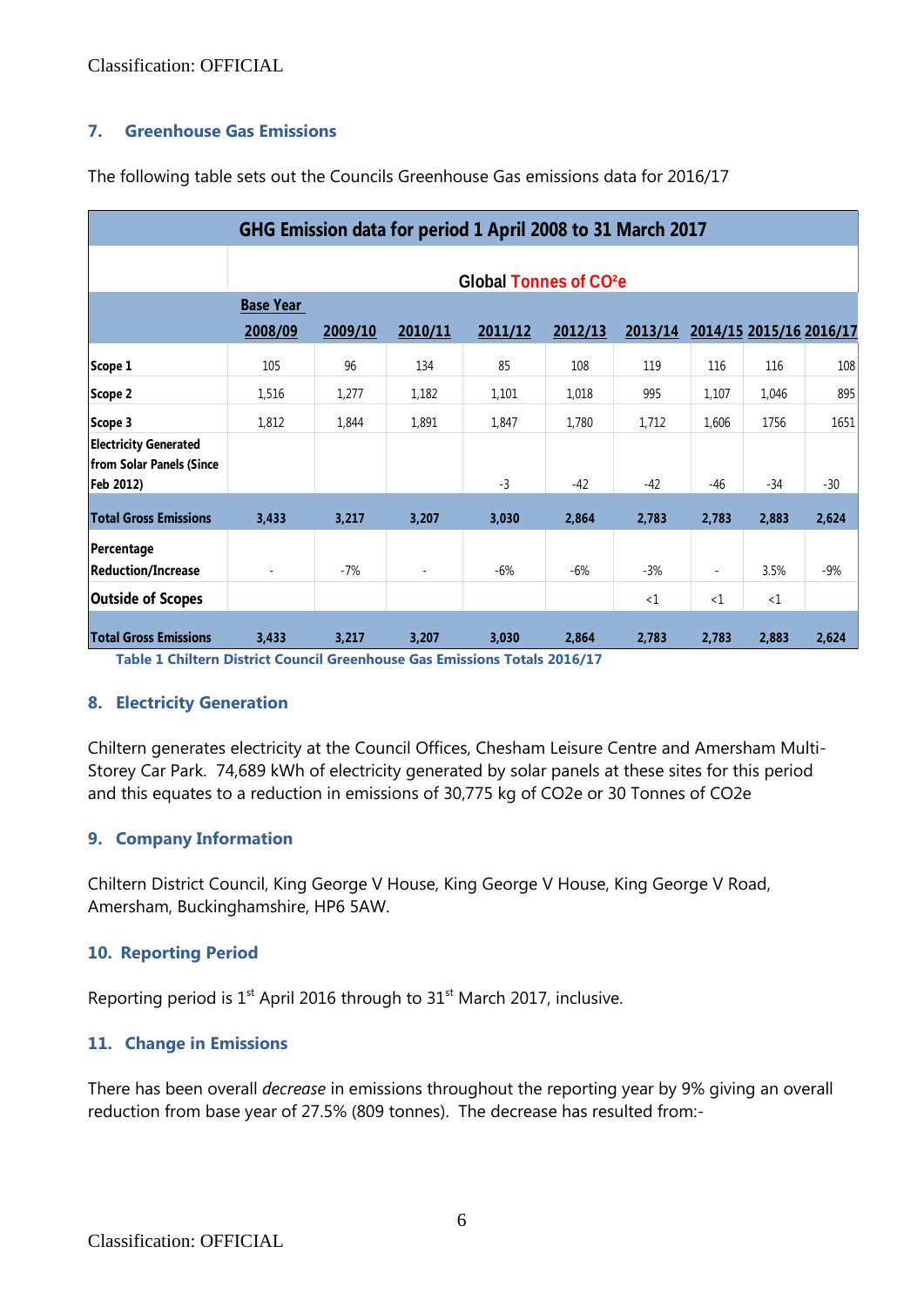## 7. Greenhouse Gas Emissions

The following table sets out the Councils Greenhouse Gas emissions data for 2016/17

| GHG Emission data for period 1 April 2008 to 31 March 2017 | | | | | | | | | |
|---|---|---|---|---|---|---|---|---|---|
| | Global Tonnes of CO²e | | | | | | | | |
| | Base Year 2008/09 | 2009/10 | 2010/11 | 2011/12 | 2012/13 | 2013/14 | 2014/15 | 2015/16 | 2016/17 |
| **Scope 1** | 105 | 96 | 134 | 85 | 108 | 119 | 116 | 116 | 108 |
| **Scope 2** | 1,516 | 1,277 | 1,182 | 1,101 | 1,018 | 995 | 1,107 | 1,046 | 895 |
| **Scope 3** | 1,812 | 1,844 | 1,891 | 1,847 | 1,780 | 1,712 | 1,606 | 1756 | 1651 |
| **Electricity Generated from Solar Panels (Since Feb 2012)** | | | | -3 | -42 | -42 | -46 | -34 | -30 |
| **Total Gross Emissions** | **3,433** | **3,217** | **3,207** | **3,030** | **2,864** | **2,783** | **2,783** | **2,883** | **2,624** |
| **Percentage Reduction/Increase** | - | -7% | - | -6% | -6% | -3% | - | 3.5% | -9% |
| **Outside of Scopes** | | | | | | <1 | <1 | <1 | |
| **Total Gross Emissions** | **3,433** | **3,217** | **3,207** | **3,030** | **2,864** | **2,783** | **2,783** | **2,883** | **2,624** |

**Table 1 Chiltern District Council Greenhouse Gas Emissions Totals 2016/17**

## 8. Electricity Generation

Chiltern generates electricity at the Council Offices, Chesham Leisure Centre and Amersham Multi-Storey Car Park. 74,689 kWh of electricity generated by solar panels at these sites for this period and this equates to a reduction in emissions of 30,775 kg of CO2e or 30 Tonnes of CO2e

## 9. Company Information

Chiltern District Council, King George V House, King George V House, King George V Road, Amersham, Buckinghamshire, HP6 5AW.

## 10. Reporting Period

Reporting period is 1st April 2016 through to 31st March 2017, inclusive.

## 11. Change in Emissions

There has been overall *decrease* in emissions throughout the reporting year by 9% giving an overall reduction from base year of 27.5% (809 tonnes). The decrease has resulted from:-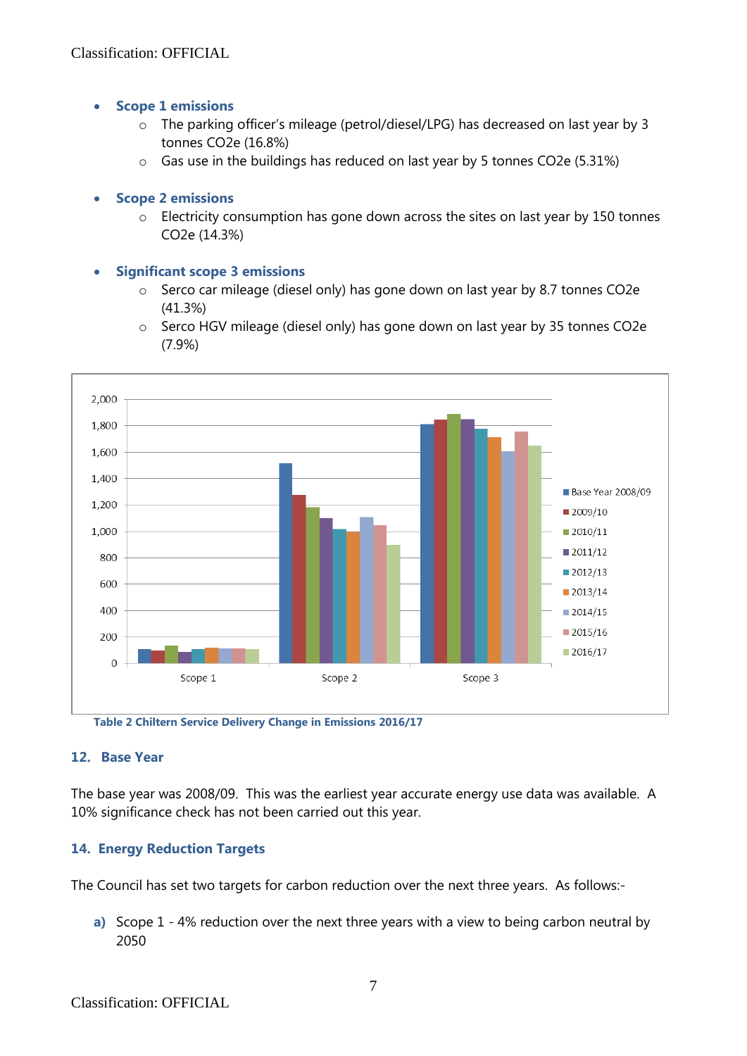- **Scope 1 emissions**
  - The parking officer's mileage (petrol/diesel/LPG) has decreased on last year by 3 tonnes CO2e (16.8%)
  - Gas use in the buildings has reduced on last year by 5 tonnes CO2e (5.31%)

- **Scope 2 emissions**
  - Electricity consumption has gone down across the sites on last year by 150 tonnes CO2e (14.3%)

- **Significant scope 3 emissions**
  - Serco car mileage (diesel only) has gone down on last year by 8.7 tonnes CO2e (41.3%)
  - Serco HGV mileage (diesel only) has gone down on last year by 35 tonnes CO2e (7.9%)

**Table 2 Chiltern Service Delivery Change in Emissions 2016/17**

## 12. Base Year

The base year was 2008/09. This was the earliest year accurate energy use data was available. A 10% significance check has not been carried out this year.

## 14. Energy Reduction Targets

The Council has set two targets for carbon reduction over the next three years. As follows:-

a) Scope 1 - 4% reduction over the next three years with a view to being carbon neutral by 2050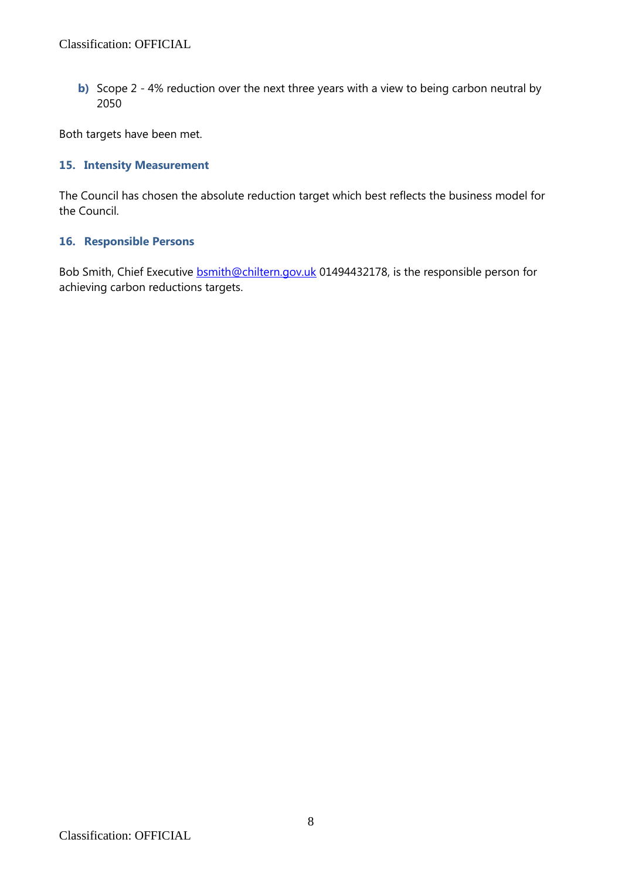b) Scope 2 - 4% reduction over the next three years with a view to being carbon neutral by 2050

Both targets have been met.

## 15. Intensity Measurement

The Council has chosen the absolute reduction target which best reflects the business model for the Council.

## 16. Responsible Persons

Bob Smith, Chief Executive bsmith@chiltern.gov.uk 01494432178, is the responsible person for achieving carbon reductions targets.